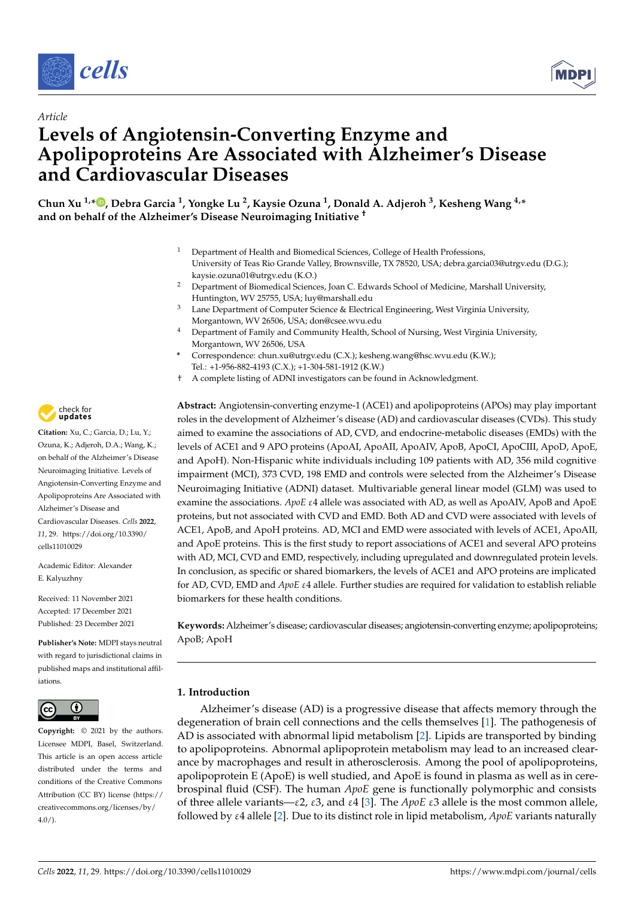*Article*

# Levels of Angiotensin-Converting Enzyme and Apolipoproteins Are Associated with Alzheimer's Disease and Cardiovascular Diseases

**Chun Xu [1,*], Debra Garcia [1], Yongke Lu [2], Kaysie Ozuna [1], Donald A. Adjeroh [3], Kesheng Wang [4,*] and on behalf of the Alzheimer's Disease Neuroimaging Initiative †**

[1] Department of Health and Biomedical Sciences, College of Health Professions, University of Teas Rio Grande Valley, Brownsville, TX 78520, USA; debra.garcia03@utrgv.edu (D.G.); kaysie.ozuna01@utrgv.edu (K.O.)

[2] Department of Biomedical Sciences, Joan C. Edwards School of Medicine, Marshall University, Huntington, WV 25755, USA; luy@marshall.edu

[3] Lane Department of Computer Science & Electrical Engineering, West Virginia University, Morgantown, WV 26506, USA; don@csee.wvu.edu

[4] Department of Family and Community Health, School of Nursing, West Virginia University, Morgantown, WV 26506, USA

\* Correspondence: chun.xu@utrgv.edu (C.X.); kesheng.wang@hsc.wvu.edu (K.W.); Tel.: +1-956-882-4193 (C.X.); +1-304-581-1912 (K.W.)

† A complete listing of ADNI investigators can be found in Acknowledgment.

**Citation:** Xu, C.; Garcia, D.; Lu, Y.; Ozuna, K.; Adjeroh, D.A.; Wang, K.; on behalf of the Alzheimer's Disease Neuroimaging Initiative. Levels of Angiotensin-Converting Enzyme and Apolipoproteins Are Associated with Alzheimer's Disease and Cardiovascular Diseases. *Cells* **2022**, *11*, 29. https://doi.org/10.3390/cells11010029

Academic Editor: Alexander E. Kalyuzhny

Received: 11 November 2021
Accepted: 17 December 2021
Published: 23 December 2021

**Publisher's Note:** MDPI stays neutral with regard to jurisdictional claims in published maps and institutional affiliations.

**Copyright:** © 2021 by the authors. Licensee MDPI, Basel, Switzerland. This article is an open access article distributed under the terms and conditions of the Creative Commons Attribution (CC BY) license (https://creativecommons.org/licenses/by/4.0/).

**Abstract:** Angiotensin-converting enzyme-1 (ACE1) and apolipoproteins (APOs) may play important roles in the development of Alzheimer's disease (AD) and cardiovascular diseases (CVDs). This study aimed to examine the associations of AD, CVD, and endocrine-metabolic diseases (EMDs) with the levels of ACE1 and 9 APO proteins (ApoAI, ApoAII, ApoAIV, ApoB, ApoCI, ApoCIII, ApoD, ApoE, and ApoH). Non-Hispanic white individuals including 109 patients with AD, 356 mild cognitive impairment (MCI), 373 CVD, 198 EMD and controls were selected from the Alzheimer's Disease Neuroimaging Initiative (ADNI) dataset. Multivariable general linear model (GLM) was used to examine the associations. *ApoE* ε4 allele was associated with AD, as well as ApoAIV, ApoB and ApoE proteins, but not associated with CVD and EMD. Both AD and CVD were associated with levels of ACE1, ApoB, and ApoH proteins. AD, MCI and EMD were associated with levels of ACE1, ApoAII, and ApoE proteins. This is the first study to report associations of ACE1 and several APO proteins with AD, MCI, CVD and EMD, respectively, including upregulated and downregulated protein levels. In conclusion, as specific or shared biomarkers, the levels of ACE1 and APO proteins are implicated for AD, CVD, EMD and *ApoE* ε4 allele. Further studies are required for validation to establish reliable biomarkers for these health conditions.

**Keywords:** Alzheimer's disease; cardiovascular diseases; angiotensin-converting enzyme; apolipoproteins; ApoB; ApoH

## 1. Introduction

Alzheimer's disease (AD) is a progressive disease that affects memory through the degeneration of brain cell connections and the cells themselves [1]. The pathogenesis of AD is associated with abnormal lipid metabolism [2]. Lipids are transported by binding to apolipoproteins. Abnormal aplipoprotein metabolism may lead to an increased clearance by macrophages and result in atherosclerosis. Among the pool of apolipoproteins, apolipoprotein E (ApoE) is well studied, and ApoE is found in plasma as well as in cerebrospinal fluid (CSF). The human *ApoE* gene is functionally polymorphic and consists of three allele variants—ε2, ε3, and ε4 [3]. The *ApoE* ε3 allele is the most common allele, followed by ε4 allele [2]. Due to its distinct role in lipid metabolism, *ApoE* variants naturally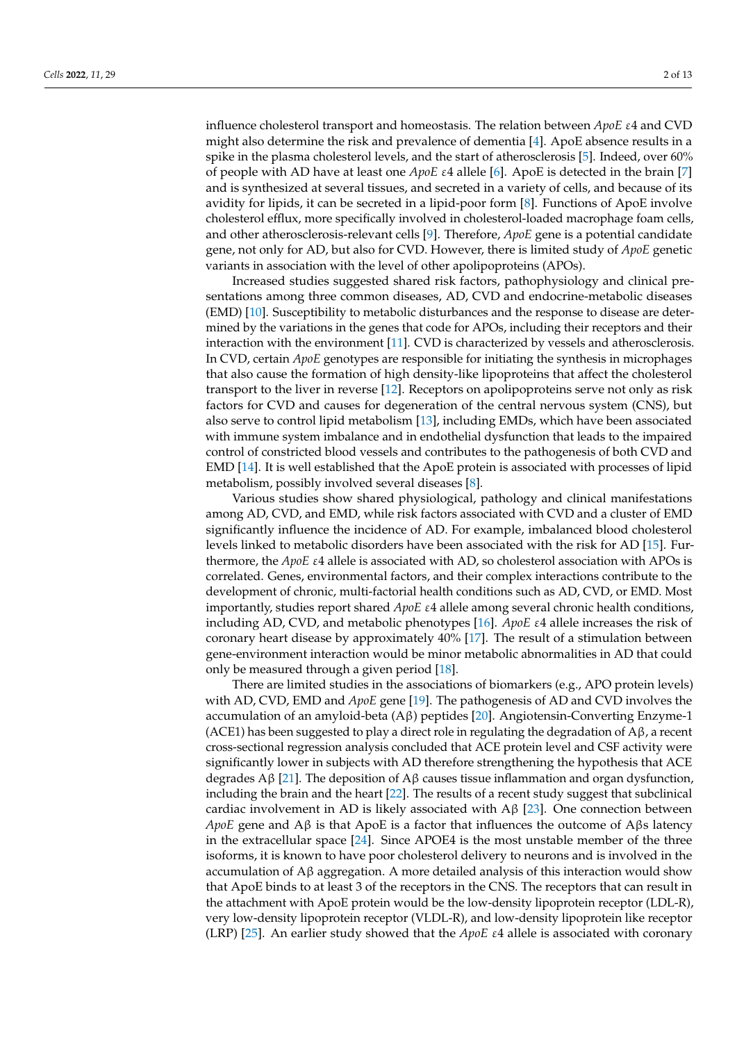influence cholesterol transport and homeostasis. The relation between *ApoE* ε4 and CVD might also determine the risk and prevalence of dementia [4]. ApoE absence results in a spike in the plasma cholesterol levels, and the start of atherosclerosis [5]. Indeed, over 60% of people with AD have at least one *ApoE* ε4 allele [6]. ApoE is detected in the brain [7] and is synthesized at several tissues, and secreted in a variety of cells, and because of its avidity for lipids, it can be secreted in a lipid-poor form [8]. Functions of ApoE involve cholesterol efflux, more specifically involved in cholesterol-loaded macrophage foam cells, and other atherosclerosis-relevant cells [9]. Therefore, *ApoE* gene is a potential candidate gene, not only for AD, but also for CVD. However, there is limited study of *ApoE* genetic variants in association with the level of other apolipoproteins (APOs).

Increased studies suggested shared risk factors, pathophysiology and clinical presentations among three common diseases, AD, CVD and endocrine-metabolic diseases (EMD) [10]. Susceptibility to metabolic disturbances and the response to disease are determined by the variations in the genes that code for APOs, including their receptors and their interaction with the environment [11]. CVD is characterized by vessels and atherosclerosis. In CVD, certain *ApoE* genotypes are responsible for initiating the synthesis in microphages that also cause the formation of high density-like lipoproteins that affect the cholesterol transport to the liver in reverse [12]. Receptors on apolipoproteins serve not only as risk factors for CVD and causes for degeneration of the central nervous system (CNS), but also serve to control lipid metabolism [13], including EMDs, which have been associated with immune system imbalance and in endothelial dysfunction that leads to the impaired control of constricted blood vessels and contributes to the pathogenesis of both CVD and EMD [14]. It is well established that the ApoE protein is associated with processes of lipid metabolism, possibly involved several diseases [8].

Various studies show shared physiological, pathology and clinical manifestations among AD, CVD, and EMD, while risk factors associated with CVD and a cluster of EMD significantly influence the incidence of AD. For example, imbalanced blood cholesterol levels linked to metabolic disorders have been associated with the risk for AD [15]. Furthermore, the *ApoE* ε4 allele is associated with AD, so cholesterol association with APOs is correlated. Genes, environmental factors, and their complex interactions contribute to the development of chronic, multi-factorial health conditions such as AD, CVD, or EMD. Most importantly, studies report shared *ApoE* ε4 allele among several chronic health conditions, including AD, CVD, and metabolic phenotypes [16]. *ApoE* ε4 allele increases the risk of coronary heart disease by approximately 40% [17]. The result of a stimulation between gene-environment interaction would be minor metabolic abnormalities in AD that could only be measured through a given period [18].

There are limited studies in the associations of biomarkers (e.g., APO protein levels) with AD, CVD, EMD and *ApoE* gene [19]. The pathogenesis of AD and CVD involves the accumulation of an amyloid-beta (Aβ) peptides [20]. Angiotensin-Converting Enzyme-1 (ACE1) has been suggested to play a direct role in regulating the degradation of Aβ, a recent cross-sectional regression analysis concluded that ACE protein level and CSF activity were significantly lower in subjects with AD therefore strengthening the hypothesis that ACE degrades Aβ [21]. The deposition of Aβ causes tissue inflammation and organ dysfunction, including the brain and the heart [22]. The results of a recent study suggest that subclinical cardiac involvement in AD is likely associated with Aβ [23]. One connection between *ApoE* gene and Aβ is that ApoE is a factor that influences the outcome of Aβs latency in the extracellular space [24]. Since APOE4 is the most unstable member of the three isoforms, it is known to have poor cholesterol delivery to neurons and is involved in the accumulation of Aβ aggregation. A more detailed analysis of this interaction would show that ApoE binds to at least 3 of the receptors in the CNS. The receptors that can result in the attachment with ApoE protein would be the low-density lipoprotein receptor (LDL-R), very low-density lipoprotein receptor (VLDL-R), and low-density lipoprotein like receptor (LRP) [25]. An earlier study showed that the *ApoE* ε4 allele is associated with coronary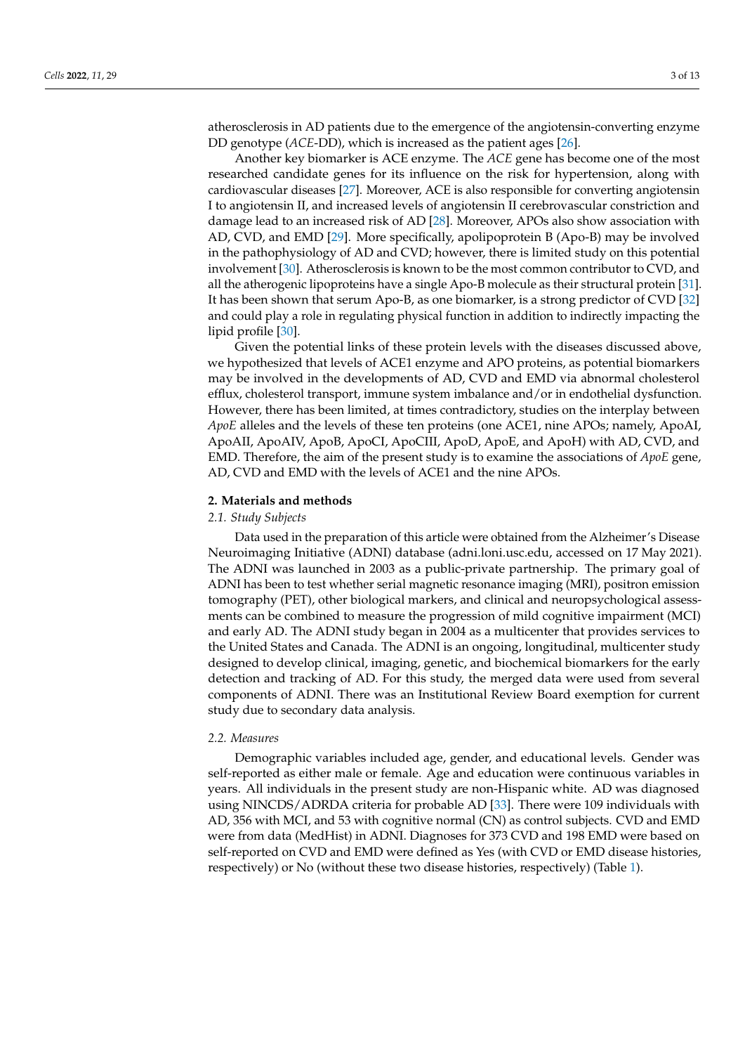atherosclerosis in AD patients due to the emergence of the angiotensin-converting enzyme DD genotype (*ACE*-DD), which is increased as the patient ages [26].

Another key biomarker is ACE enzyme. The *ACE* gene has become one of the most researched candidate genes for its influence on the risk for hypertension, along with cardiovascular diseases [27]. Moreover, ACE is also responsible for converting angiotensin I to angiotensin II, and increased levels of angiotensin II cerebrovascular constriction and damage lead to an increased risk of AD [28]. Moreover, APOs also show association with AD, CVD, and EMD [29]. More specifically, apolipoprotein B (Apo-B) may be involved in the pathophysiology of AD and CVD; however, there is limited study on this potential involvement [30]. Atherosclerosis is known to be the most common contributor to CVD, and all the atherogenic lipoproteins have a single Apo-B molecule as their structural protein [31]. It has been shown that serum Apo-B, as one biomarker, is a strong predictor of CVD [32] and could play a role in regulating physical function in addition to indirectly impacting the lipid profile [30].

Given the potential links of these protein levels with the diseases discussed above, we hypothesized that levels of ACE1 enzyme and APO proteins, as potential biomarkers may be involved in the developments of AD, CVD and EMD via abnormal cholesterol efflux, cholesterol transport, immune system imbalance and/or in endothelial dysfunction. However, there has been limited, at times contradictory, studies on the interplay between *ApoE* alleles and the levels of these ten proteins (one ACE1, nine APOs; namely, ApoAI, ApoAII, ApoAIV, ApoB, ApoCI, ApoCIII, ApoD, ApoE, and ApoH) with AD, CVD, and EMD. Therefore, the aim of the present study is to examine the associations of *ApoE* gene, AD, CVD and EMD with the levels of ACE1 and the nine APOs.

## 2. Materials and methods

### 2.1. Study Subjects

Data used in the preparation of this article were obtained from the Alzheimer's Disease Neuroimaging Initiative (ADNI) database (adni.loni.usc.edu, accessed on 17 May 2021). The ADNI was launched in 2003 as a public-private partnership. The primary goal of ADNI has been to test whether serial magnetic resonance imaging (MRI), positron emission tomography (PET), other biological markers, and clinical and neuropsychological assessments can be combined to measure the progression of mild cognitive impairment (MCI) and early AD. The ADNI study began in 2004 as a multicenter that provides services to the United States and Canada. The ADNI is an ongoing, longitudinal, multicenter study designed to develop clinical, imaging, genetic, and biochemical biomarkers for the early detection and tracking of AD. For this study, the merged data were used from several components of ADNI. There was an Institutional Review Board exemption for current study due to secondary data analysis.

### 2.2. Measures

Demographic variables included age, gender, and educational levels. Gender was self-reported as either male or female. Age and education were continuous variables in years. All individuals in the present study are non-Hispanic white. AD was diagnosed using NINCDS/ADRDA criteria for probable AD [33]. There were 109 individuals with AD, 356 with MCI, and 53 with cognitive normal (CN) as control subjects. CVD and EMD were from data (MedHist) in ADNI. Diagnoses for 373 CVD and 198 EMD were based on self-reported on CVD and EMD were defined as Yes (with CVD or EMD disease histories, respectively) or No (without these two disease histories, respectively) (Table 1).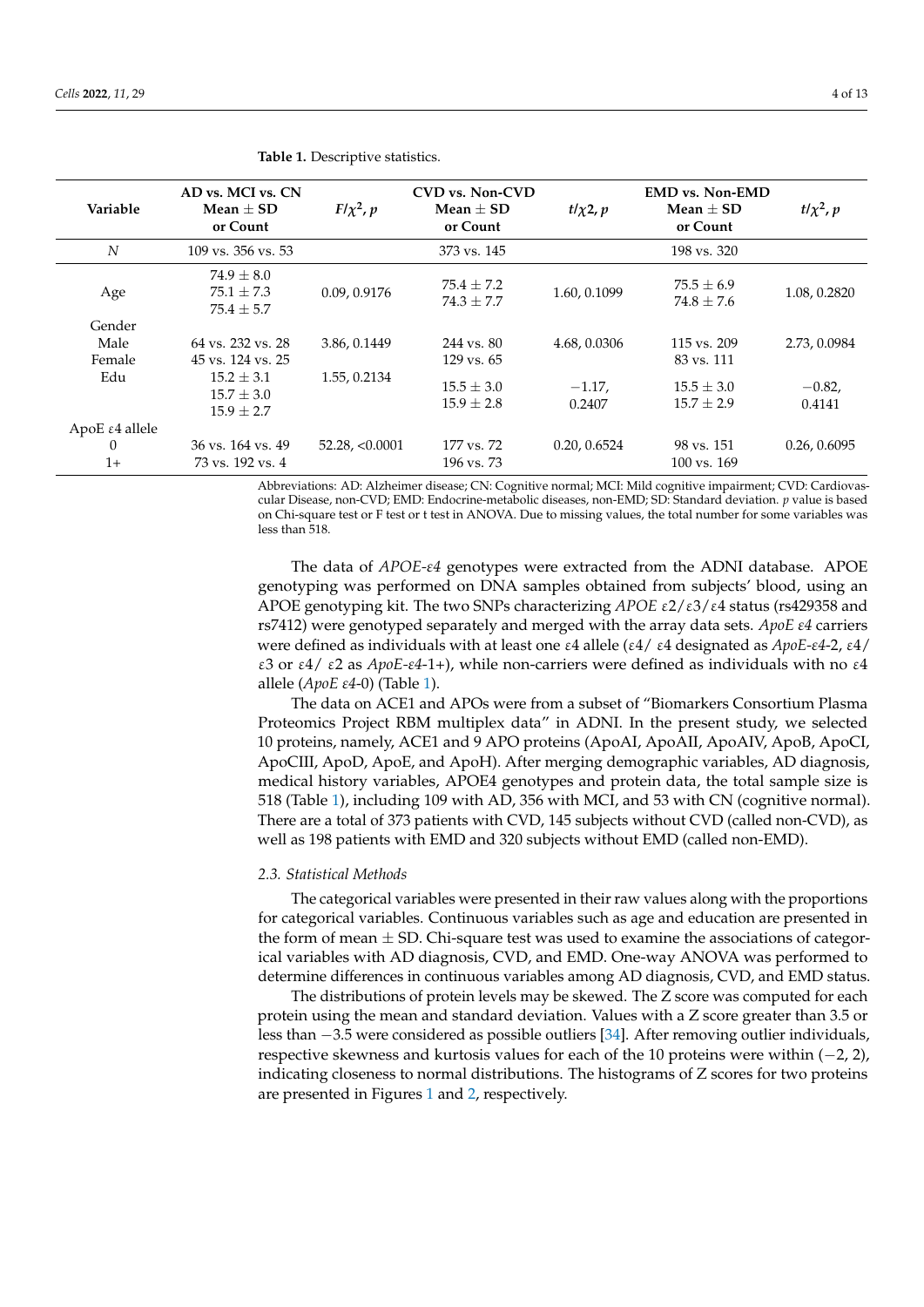**Table 1.** Descriptive statistics.

| Variable | AD vs. MCI vs. CN Mean ± SD or Count | $F/\chi^2$, $p$ | CVD vs. Non-CVD Mean ± SD or Count | $t/\chi 2$, $p$ | EMD vs. Non-EMD Mean ± SD or Count | $t/\chi^2$, $p$ |
|---|---|---|---|---|---|---|
| *N* | 109 vs. 356 vs. 53 | | 373 vs. 145 | | 198 vs. 320 | |
| Age | 74.9 ± 8.0<br>75.1 ± 7.3<br>75.4 ± 5.7 | 0.09, 0.9176 | 75.4 ± 7.2<br>74.3 ± 7.7 | 1.60, 0.1099 | 75.5 ± 6.9<br>74.8 ± 7.6 | 1.08, 0.2820 |
| Gender | | | | | | |
| Male | 64 vs. 232 vs. 28 | 3.86, 0.1449 | 244 vs. 80 | 4.68, 0.0306 | 115 vs. 209 | 2.73, 0.0984 |
| Female | 45 vs. 124 vs. 25 | | 129 vs. 65 | | 83 vs. 111 | |
| Edu | 15.2 ± 3.1<br>15.7 ± 3.0<br>15.9 ± 2.7 | 1.55, 0.2134 | 15.5 ± 3.0<br>15.9 ± 2.8 | −1.17, 0.2407 | 15.5 ± 3.0<br>15.7 ± 2.9 | −0.82, 0.4141 |
| ApoE ε4 allele | | | | | | |
| 0 | 36 vs. 164 vs. 49 | 52.28, <0.0001 | 177 vs. 72 | 0.20, 0.6524 | 98 vs. 151 | 0.26, 0.6095 |
| 1+ | 73 vs. 192 vs. 4 | | 196 vs. 73 | | 100 vs. 169 | |

Abbreviations: AD: Alzheimer disease; CN: Cognitive normal; MCI: Mild cognitive impairment; CVD: Cardiovascular Disease, non-CVD; EMD: Endocrine-metabolic diseases, non-EMD; SD: Standard deviation. *p* value is based on Chi-square test or F test or t test in ANOVA. Due to missing values, the total number for some variables was less than 518.

The data of *APOE-ε4* genotypes were extracted from the ADNI database. APOE genotyping was performed on DNA samples obtained from subjects' blood, using an APOE genotyping kit. The two SNPs characterizing *APOE* ε2/ε3/ε4 status (rs429358 and rs7412) were genotyped separately and merged with the array data sets. *ApoE ε4* carriers were defined as individuals with at least one ε4 allele (ε4/ ε4 designated as *ApoE-ε4*-2, ε4/ ε3 or ε4/ ε2 as *ApoE-ε4*-1+), while non-carriers were defined as individuals with no ε4 allele (*ApoE ε4*-0) (Table 1).

The data on ACE1 and APOs were from a subset of "Biomarkers Consortium Plasma Proteomics Project RBM multiplex data" in ADNI. In the present study, we selected 10 proteins, namely, ACE1 and 9 APO proteins (ApoAI, ApoAII, ApoAIV, ApoB, ApoCI, ApoCIII, ApoD, ApoE, and ApoH). After merging demographic variables, AD diagnosis, medical history variables, APOE4 genotypes and protein data, the total sample size is 518 (Table 1), including 109 with AD, 356 with MCI, and 53 with CN (cognitive normal). There are a total of 373 patients with CVD, 145 subjects without CVD (called non-CVD), as well as 198 patients with EMD and 320 subjects without EMD (called non-EMD).

### 2.3. Statistical Methods

The categorical variables were presented in their raw values along with the proportions for categorical variables. Continuous variables such as age and education are presented in the form of mean ± SD. Chi-square test was used to examine the associations of categorical variables with AD diagnosis, CVD, and EMD. One-way ANOVA was performed to determine differences in continuous variables among AD diagnosis, CVD, and EMD status.

The distributions of protein levels may be skewed. The Z score was computed for each protein using the mean and standard deviation. Values with a Z score greater than 3.5 or less than −3.5 were considered as possible outliers [34]. After removing outlier individuals, respective skewness and kurtosis values for each of the 10 proteins were within (−2, 2), indicating closeness to normal distributions. The histograms of Z scores for two proteins are presented in Figures 1 and 2, respectively.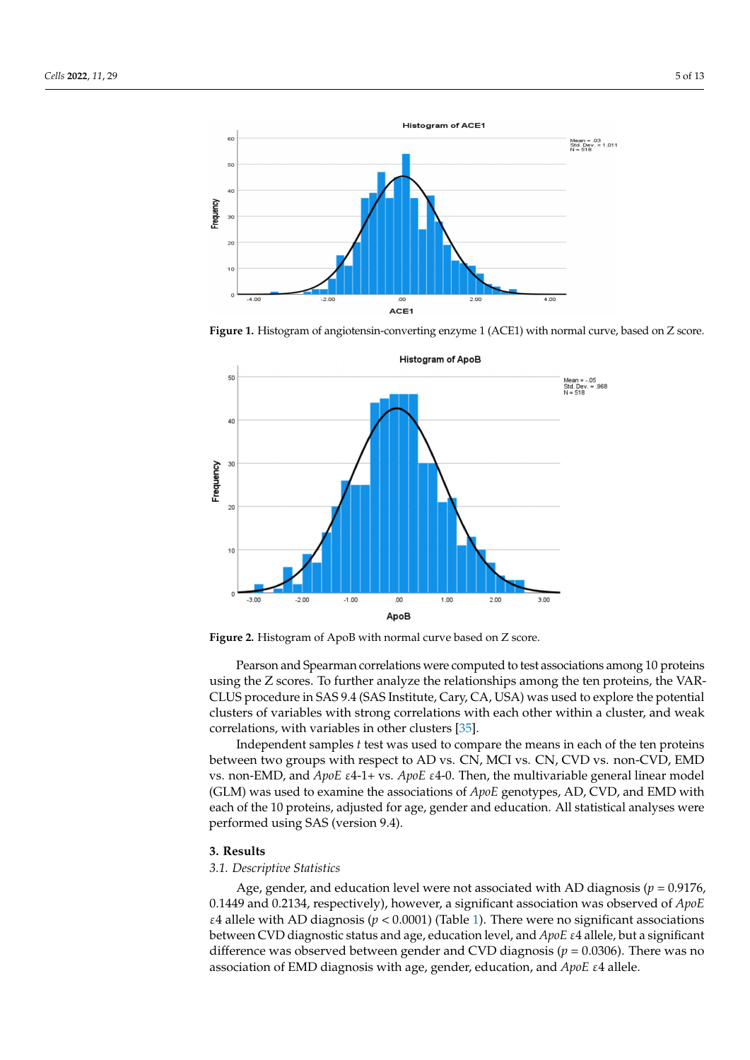Figure 1. Histogram of angiotensin-converting enzyme 1 (ACE1) with normal curve, based on Z score.

Figure 2. Histogram of ApoB with normal curve based on Z score.

Pearson and Spearman correlations were computed to test associations among 10 proteins using the Z scores. To further analyze the relationships among the ten proteins, the VARCLUS procedure in SAS 9.4 (SAS Institute, Cary, CA, USA) was used to explore the potential clusters of variables with strong correlations with each other within a cluster, and weak correlations, with variables in other clusters [35].

Independent samples *t* test was used to compare the means in each of the ten proteins between two groups with respect to AD vs. CN, MCI vs. CN, CVD vs. non-CVD, EMD vs. non-EMD, and *ApoE* ε4-1+ vs. *ApoE* ε4-0. Then, the multivariable general linear model (GLM) was used to examine the associations of *ApoE* genotypes, AD, CVD, and EMD with each of the 10 proteins, adjusted for age, gender and education. All statistical analyses were performed using SAS (version 9.4).

## 3. Results

### 3.1. Descriptive Statistics

Age, gender, and education level were not associated with AD diagnosis ($p = 0.9176$, 0.1449 and 0.2134, respectively), however, a significant association was observed of *ApoE* ε4 allele with AD diagnosis ($p < 0.0001$) (Table 1). There were no significant associations between CVD diagnostic status and age, education level, and *ApoE* ε4 allele, but a significant difference was observed between gender and CVD diagnosis ($p = 0.0306$). There was no association of EMD diagnosis with age, gender, education, and *ApoE* ε4 allele.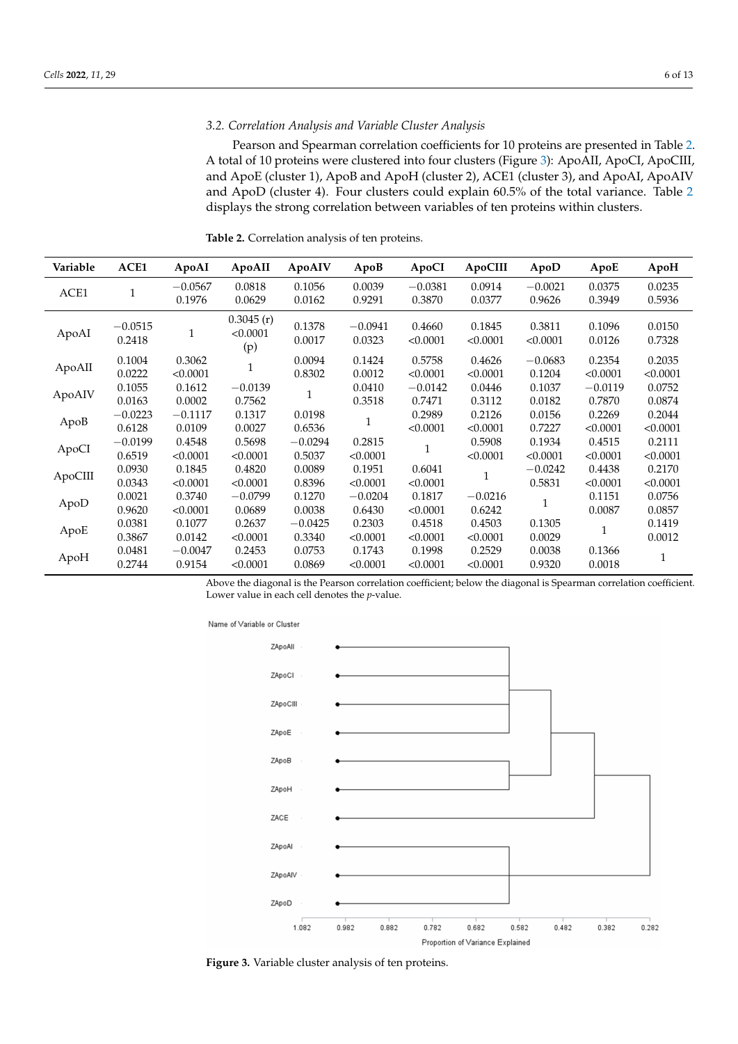### 3.2. Correlation Analysis and Variable Cluster Analysis

Pearson and Spearman correlation coefficients for 10 proteins are presented in Table 2. A total of 10 proteins were clustered into four clusters (Figure 3): ApoAII, ApoCI, ApoCIII, and ApoE (cluster 1), ApoB and ApoH (cluster 2), ACE1 (cluster 3), and ApoAI, ApoAIV and ApoD (cluster 4). Four clusters could explain 60.5% of the total variance. Table 2 displays the strong correlation between variables of ten proteins within clusters.

**Table 2.** Correlation analysis of ten proteins.

| Variable | ACE1 | ApoAI | ApoAII | ApoAIV | ApoB | ApoCI | ApoCIII | ApoD | ApoE | ApoH |
|---|---|---|---|---|---|---|---|---|---|---|
| ACE1 | 1 | −0.0567<br>0.1976 | 0.0818<br>0.0629 | 0.1056<br>0.0162 | 0.0039<br>0.9291 | −0.0381<br>0.3870 | 0.0914<br>0.0377 | −0.0021<br>0.9626 | 0.0375<br>0.3949 | 0.0235<br>0.5936 |
| ApoAI | −0.0515<br>0.2418 | 1 | 0.3045 (r)<br><0.0001 (p) | 0.1378<br>0.0017 | −0.0941<br>0.0323 | 0.4660<br><0.0001 | 0.1845<br><0.0001 | 0.3811<br><0.0001 | 0.1096<br>0.0126 | 0.0150<br>0.7328 |
| ApoAII | 0.1004<br>0.0222 | 0.3062<br><0.0001 | 1 | 0.0094<br>0.8302 | 0.1424<br>0.0012 | 0.5758<br><0.0001 | 0.4626<br><0.0001 | −0.0683<br>0.1204 | 0.2354<br><0.0001 | 0.2035<br><0.0001 |
| ApoAIV | 0.1055<br>0.0163 | 0.1612<br>0.0002 | −0.0139<br>0.7562 | 1 | 0.0410<br>0.3518 | −0.0142<br>0.7471 | 0.0446<br>0.3112 | 0.1037<br>0.0182 | −0.0119<br>0.7870 | 0.0752<br>0.0874 |
| ApoB | −0.0223<br>0.6128 | −0.1117<br>0.0109 | 0.1317<br>0.0027 | 0.0198<br>0.6536 | 1 | 0.2989<br><0.0001 | 0.2126<br><0.0001 | 0.0156<br>0.7227 | 0.2269<br><0.0001 | 0.2044<br><0.0001 |
| ApoCI | −0.0199<br>0.6519 | 0.4548<br><0.0001 | 0.5698<br><0.0001 | −0.0294<br>0.5037 | 0.2815<br><0.0001 | 1 | 0.5908<br><0.0001 | 0.1934<br><0.0001 | 0.4515<br><0.0001 | 0.2111<br><0.0001 |
| ApoCIII | 0.0930<br>0.0343 | 0.1845<br><0.0001 | 0.4820<br><0.0001 | 0.0089<br>0.8396 | 0.1951<br><0.0001 | 0.6041<br><0.0001 | 1 | −0.0242<br>0.5831 | 0.4438<br><0.0001 | 0.2170<br><0.0001 |
| ApoD | 0.0021<br>0.9620 | 0.3740<br><0.0001 | −0.0799<br>0.0689 | 0.1270<br>0.0038 | −0.0204<br>0.6430 | 0.1817<br><0.0001 | −0.0216<br>0.6242 | 1 | 0.1151<br>0.0087 | 0.0756<br>0.0857 |
| ApoE | 0.0381<br>0.3867 | 0.1077<br>0.0142 | 0.2637<br><0.0001 | −0.0425<br>0.3340 | 0.2303<br><0.0001 | 0.4518<br><0.0001 | 0.4503<br><0.0001 | 0.1305<br>0.0029 | 1 | 0.1419<br>0.0012 |
| ApoH | 0.0481<br>0.2744 | −0.0047<br>0.9154 | 0.2453<br><0.0001 | 0.0753<br>0.0869 | 0.1743<br><0.0001 | 0.1998<br><0.0001 | 0.2529<br><0.0001 | 0.0038<br>0.9320 | 0.1366<br>0.0018 | 1 |

Above the diagonal is the Pearson correlation coefficient; below the diagonal is Spearman correlation coefficient. Lower value in each cell denotes the *p*-value.

Name of Variable or Cluster: ZApoAII, ZApoCI, ZApoCIII, ZApoE, ZApoB, ZApoH, ZACE, ZApoAI, ZApoAIV, ZApoD

Proportion of Variance Explained: 1.082, 0.982, 0.882, 0.782, 0.682, 0.582, 0.482, 0.382, 0.282

**Figure 3.** Variable cluster analysis of ten proteins.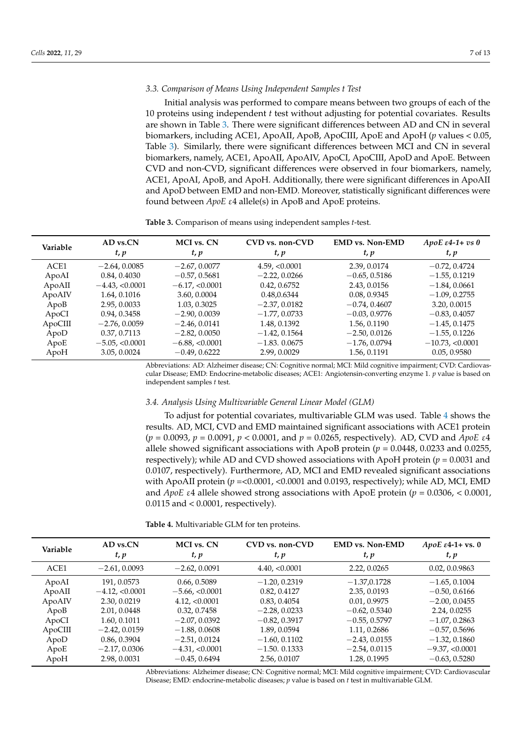### 3.3. Comparison of Means Using Independent Samples t Test

Initial analysis was performed to compare means between two groups of each of the 10 proteins using independent *t* test without adjusting for potential covariates. Results are shown in Table 3. There were significant differences between AD and CN in several biomarkers, including ACE1, ApoAII, ApoB, ApoCIII, ApoE and ApoH ($p$ values $< 0.05$, Table 3). Similarly, there were significant differences between MCI and CN in several biomarkers, namely, ACE1, ApoAII, ApoAIV, ApoCI, ApoCIII, ApoD and ApoE. Between CVD and non-CVD, significant differences were observed in four biomarkers, namely, ACE1, ApoAI, ApoB, and ApoH. Additionally, there were significant differences in ApoAII and ApoD between EMD and non-EMD. Moreover, statistically significant differences were found between *ApoE* $\varepsilon$4 allele(s) in ApoB and ApoE proteins.

**Table 3.** Comparison of means using independent samples *t*-test.

| Variable | AD vs.CN<br>*t, p* | MCI vs. CN<br>*t, p* | CVD vs. non-CVD<br>*t, p* | EMD vs. Non-EMD<br>*t, p* | *ApoE ε4-1+ vs 0*<br>*t, p* |
|---|---|---|---|---|---|
| ACE1 | −2.64, 0.0085 | −2.67, 0.0077 | 4.59, <0.0001 | 2.39, 0.0174 | −0.72, 0.4724 |
| ApoAI | 0.84, 0.4030 | −0.57, 0.5681 | −2.22, 0.0266 | −0.65, 0.5186 | −1.55, 0.1219 |
| ApoAII | −4.43, <0.0001 | −6.17, <0.0001 | 0.42, 0.6752 | 2.43, 0.0156 | −1.84, 0.0661 |
| ApoAIV | 1.64, 0.1016 | 3.60, 0.0004 | 0.48,0.6344 | 0.08, 0.9345 | −1.09, 0.2755 |
| ApoB | 2.95, 0.0033 | 1.03, 0.3025 | −2.37, 0.0182 | −0.74, 0.4607 | 3.20, 0.0015 |
| ApoCI | 0.94, 0.3458 | −2.90, 0.0039 | −1.77, 0.0733 | −0.03, 0.9776 | −0.83, 0.4057 |
| ApoCIII | −2.76, 0.0059 | −2.46, 0.0141 | 1.48, 0.1392 | 1.56, 0.1190 | −1.45, 0.1475 |
| ApoD | 0.37, 0.7113 | −2.82, 0.0050 | −1.42, 0.1564 | −2.50, 0.0126 | −1.55, 0.1226 |
| ApoE | −5.05, <0.0001 | −6.88, <0.0001 | −1.83. 0.0675 | −1.76, 0.0794 | −10.73, <0.0001 |
| ApoH | 3.05, 0.0024 | −0.49, 0.6222 | 2.99, 0.0029 | 1.56, 0.1191 | 0.05, 0.9580 |

Abbreviations: AD: Alzheimer disease; CN: Cognitive normal; MCI: Mild cognitive impairment; CVD: Cardiovascular Disease; EMD: Endocrine-metabolic diseases; ACE1: Angiotensin-converting enzyme 1. *p* value is based on independent samples *t* test.

### 3.4. Analysis Using Multivariable General Linear Model (GLM)

To adjust for potential covariates, multivariable GLM was used. Table 4 shows the results. AD, MCI, CVD and EMD maintained significant associations with ACE1 protein ($p = 0.0093$, $p = 0.0091$, $p < 0.0001$, and $p = 0.0265$, respectively). AD, CVD and *ApoE* $\varepsilon$4 allele showed significant associations with ApoB protein ($p = 0.0448$, 0.0233 and 0.0255, respectively); while AD and CVD showed associations with ApoH protein ($p = 0.0031$ and 0.0107, respectively). Furthermore, AD, MCI and EMD revealed significant associations with ApoAII protein ($p$ =<0.0001, <0.0001 and 0.0193, respectively); while AD, MCI, EMD and *ApoE* $\varepsilon$4 allele showed strong associations with ApoE protein ($p = 0.0306$, $< 0.0001$, 0.0115 and $< 0.0001$, respectively).

**Table 4.** Multivariable GLM for ten proteins.

| Variable | AD vs.CN<br>*t, p* | MCI vs. CN<br>*t, p* | CVD vs. non-CVD<br>*t, p* | EMD vs. Non-EMD<br>*t, p* | *ApoE ε*4-1+ vs. 0<br>*t, p* |
|---|---|---|---|---|---|
| ACE1 | −2.61, 0.0093 | −2.62, 0.0091 | 4.40, <0.0001 | 2.22, 0.0265 | 0.02, 0.9863 |
| ApoAI | 191, 0.0573 | 0.66, 0.5089 | −1.20, 0.2319 | −1.37,0.1728 | −1.65, 0.1004 |
| ApoAII | −4.12, <0.0001 | −5.66, <0.0001 | 0.82, 0.4127 | 2.35, 0.0193 | −0.50, 0.6166 |
| ApoAIV | 2.30, 0.0219 | 4.12, <0.0001 | 0.83, 0.4054 | 0.01, 0.9975 | −2.00, 0.0455 |
| ApoB | 2.01, 0.0448 | 0.32, 0.7458 | −2.28, 0.0233 | −0.62, 0.5340 | 2.24, 0.0255 |
| ApoCI | 1.60, 0.1011 | −2.07, 0.0392 | −0.82, 0.3917 | −0.55, 0.5797 | −1.07, 0.2863 |
| ApoCIII | −2.42, 0.0159 | −1.88, 0.0608 | 1.89, 0.0594 | 1.11, 0.2686 | −0.57, 0.5696 |
| ApoD | 0.86, 0.3904 | −2.51, 0.0124 | −1.60, 0.1102 | −2.43, 0.0155 | −1.32, 0.1860 |
| ApoE | −2.17, 0.0306 | −4.31, <0.0001 | −1.50. 0.1333 | −2.54, 0.0115 | −9.37, <0.0001 |
| ApoH | 2.98, 0.0031 | −0.45, 0.6494 | 2.56, 0.0107 | 1.28, 0.1995 | −0.63, 0.5280 |

Abbreviations: Alzheimer disease; CN: Cognitive normal; MCI: Mild cognitive impairment; CVD: Cardiovascular Disease; EMD: endocrine-metabolic diseases; *p* value is based on *t* test in multivariable GLM.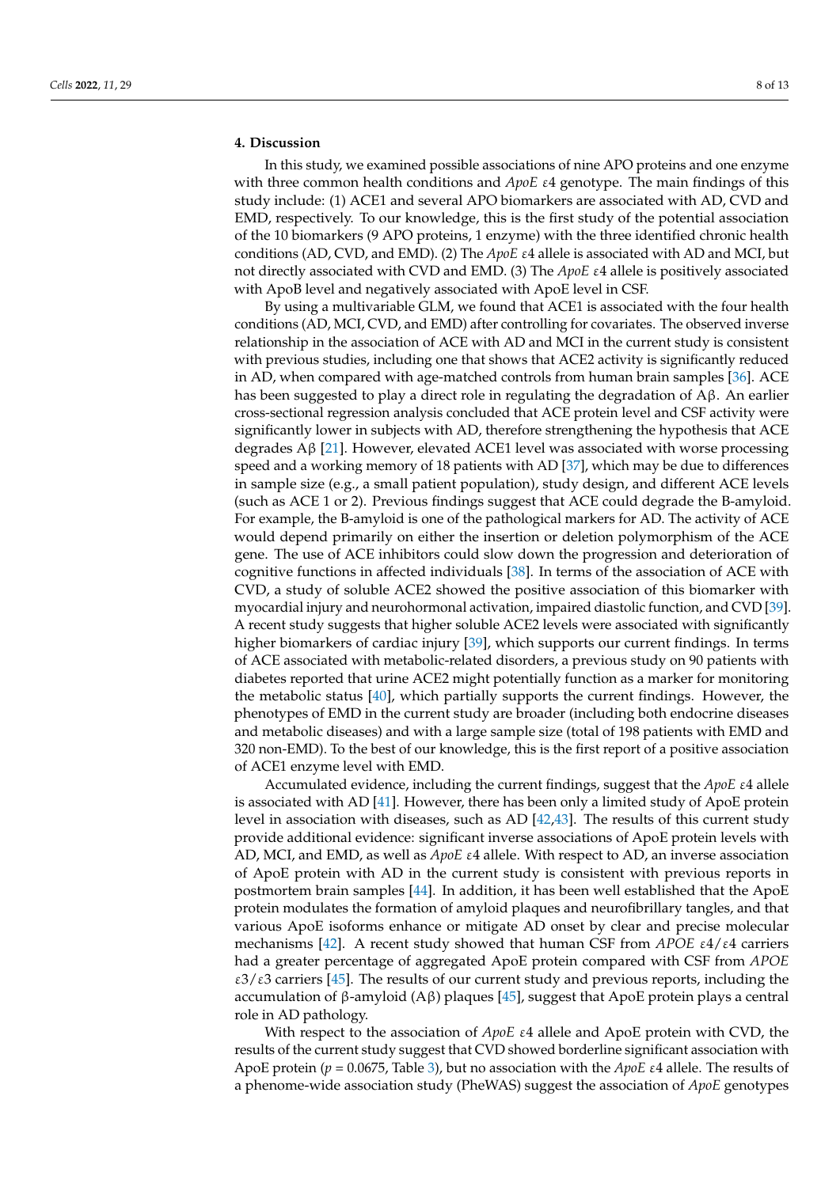## 4. Discussion

In this study, we examined possible associations of nine APO proteins and one enzyme with three common health conditions and *ApoE* ε4 genotype. The main findings of this study include: (1) ACE1 and several APO biomarkers are associated with AD, CVD and EMD, respectively. To our knowledge, this is the first study of the potential association of the 10 biomarkers (9 APO proteins, 1 enzyme) with the three identified chronic health conditions (AD, CVD, and EMD). (2) The *ApoE* ε4 allele is associated with AD and MCI, but not directly associated with CVD and EMD. (3) The *ApoE* ε4 allele is positively associated with ApoB level and negatively associated with ApoE level in CSF.

By using a multivariable GLM, we found that ACE1 is associated with the four health conditions (AD, MCI, CVD, and EMD) after controlling for covariates. The observed inverse relationship in the association of ACE with AD and MCI in the current study is consistent with previous studies, including one that shows that ACE2 activity is significantly reduced in AD, when compared with age-matched controls from human brain samples [36]. ACE has been suggested to play a direct role in regulating the degradation of Aβ. An earlier cross-sectional regression analysis concluded that ACE protein level and CSF activity were significantly lower in subjects with AD, therefore strengthening the hypothesis that ACE degrades Aβ [21]. However, elevated ACE1 level was associated with worse processing speed and a working memory of 18 patients with AD [37], which may be due to differences in sample size (e.g., a small patient population), study design, and different ACE levels (such as ACE 1 or 2). Previous findings suggest that ACE could degrade the B-amyloid. For example, the B-amyloid is one of the pathological markers for AD. The activity of ACE would depend primarily on either the insertion or deletion polymorphism of the ACE gene. The use of ACE inhibitors could slow down the progression and deterioration of cognitive functions in affected individuals [38]. In terms of the association of ACE with CVD, a study of soluble ACE2 showed the positive association of this biomarker with myocardial injury and neurohormonal activation, impaired diastolic function, and CVD [39]. A recent study suggests that higher soluble ACE2 levels were associated with significantly higher biomarkers of cardiac injury [39], which supports our current findings. In terms of ACE associated with metabolic-related disorders, a previous study on 90 patients with diabetes reported that urine ACE2 might potentially function as a marker for monitoring the metabolic status [40], which partially supports the current findings. However, the phenotypes of EMD in the current study are broader (including both endocrine diseases and metabolic diseases) and with a large sample size (total of 198 patients with EMD and 320 non-EMD). To the best of our knowledge, this is the first report of a positive association of ACE1 enzyme level with EMD.

Accumulated evidence, including the current findings, suggest that the *ApoE* ε4 allele is associated with AD [41]. However, there has been only a limited study of ApoE protein level in association with diseases, such as AD [42,43]. The results of this current study provide additional evidence: significant inverse associations of ApoE protein levels with AD, MCI, and EMD, as well as *ApoE* ε4 allele. With respect to AD, an inverse association of ApoE protein with AD in the current study is consistent with previous reports in postmortem brain samples [44]. In addition, it has been well established that the ApoE protein modulates the formation of amyloid plaques and neurofibrillary tangles, and that various ApoE isoforms enhance or mitigate AD onset by clear and precise molecular mechanisms [42]. A recent study showed that human CSF from *APOE* ε4/ε4 carriers had a greater percentage of aggregated ApoE protein compared with CSF from *APOE* ε3/ε3 carriers [45]. The results of our current study and previous reports, including the accumulation of β-amyloid (Aβ) plaques [45], suggest that ApoE protein plays a central role in AD pathology.

With respect to the association of *ApoE* ε4 allele and ApoE protein with CVD, the results of the current study suggest that CVD showed borderline significant association with ApoE protein ($p = 0.0675$, Table 3), but no association with the *ApoE* ε4 allele. The results of a phenome-wide association study (PheWAS) suggest the association of *ApoE* genotypes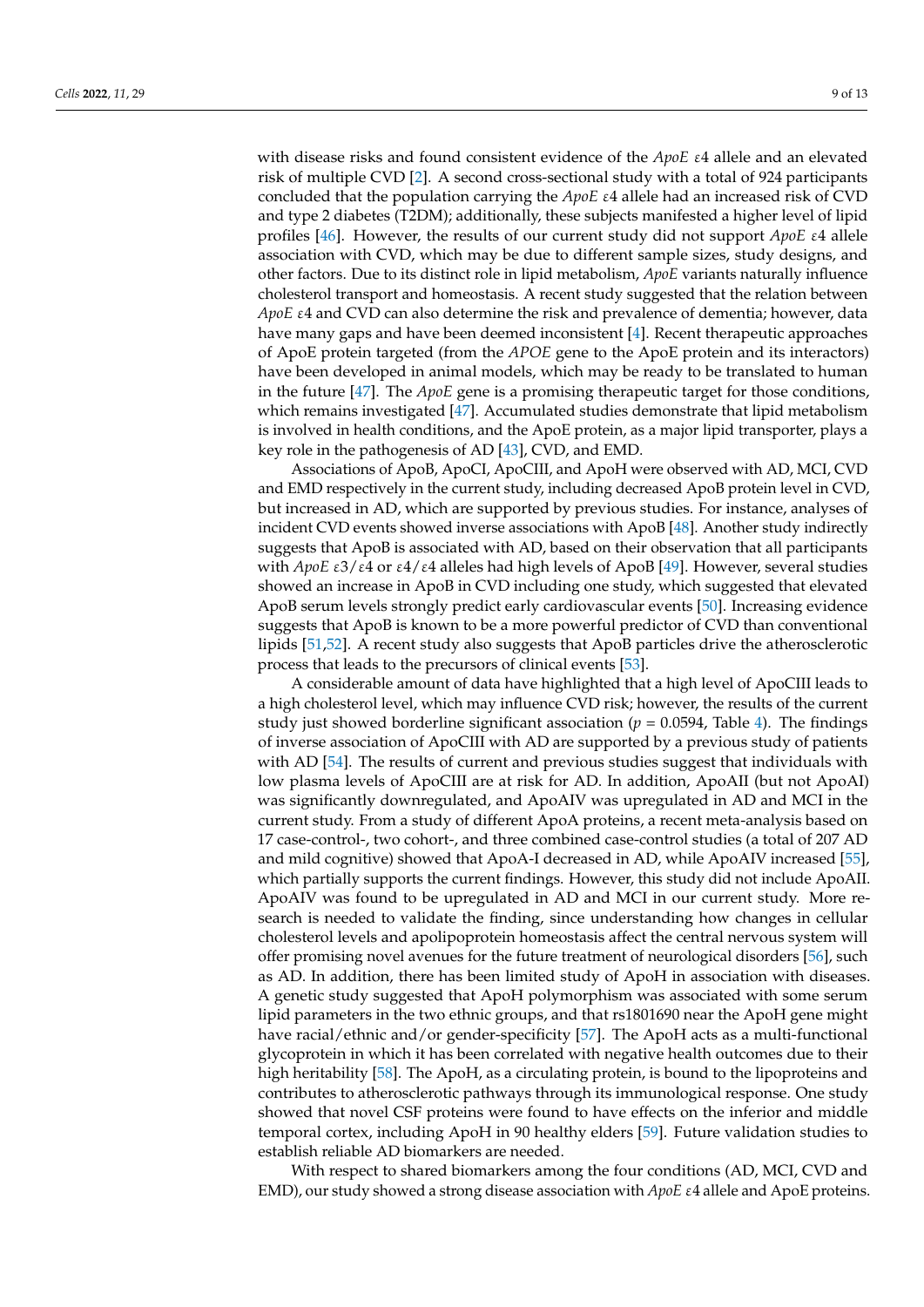with disease risks and found consistent evidence of the *ApoE* ε4 allele and an elevated risk of multiple CVD [2]. A second cross-sectional study with a total of 924 participants concluded that the population carrying the *ApoE* ε4 allele had an increased risk of CVD and type 2 diabetes (T2DM); additionally, these subjects manifested a higher level of lipid profiles [46]. However, the results of our current study did not support *ApoE* ε4 allele association with CVD, which may be due to different sample sizes, study designs, and other factors. Due to its distinct role in lipid metabolism, *ApoE* variants naturally influence cholesterol transport and homeostasis. A recent study suggested that the relation between *ApoE* ε4 and CVD can also determine the risk and prevalence of dementia; however, data have many gaps and have been deemed inconsistent [4]. Recent therapeutic approaches of ApoE protein targeted (from the *APOE* gene to the ApoE protein and its interactors) have been developed in animal models, which may be ready to be translated to human in the future [47]. The *ApoE* gene is a promising therapeutic target for those conditions, which remains investigated [47]. Accumulated studies demonstrate that lipid metabolism is involved in health conditions, and the ApoE protein, as a major lipid transporter, plays a key role in the pathogenesis of AD [43], CVD, and EMD.

Associations of ApoB, ApoCI, ApoCIII, and ApoH were observed with AD, MCI, CVD and EMD respectively in the current study, including decreased ApoB protein level in CVD, but increased in AD, which are supported by previous studies. For instance, analyses of incident CVD events showed inverse associations with ApoB [48]. Another study indirectly suggests that ApoB is associated with AD, based on their observation that all participants with *ApoE* ε3/ε4 or ε4/ε4 alleles had high levels of ApoB [49]. However, several studies showed an increase in ApoB in CVD including one study, which suggested that elevated ApoB serum levels strongly predict early cardiovascular events [50]. Increasing evidence suggests that ApoB is known to be a more powerful predictor of CVD than conventional lipids [51,52]. A recent study also suggests that ApoB particles drive the atherosclerotic process that leads to the precursors of clinical events [53].

A considerable amount of data have highlighted that a high level of ApoCIII leads to a high cholesterol level, which may influence CVD risk; however, the results of the current study just showed borderline significant association ($p = 0.0594$, Table 4). The findings of inverse association of ApoCIII with AD are supported by a previous study of patients with AD [54]. The results of current and previous studies suggest that individuals with low plasma levels of ApoCIII are at risk for AD. In addition, ApoAII (but not ApoAI) was significantly downregulated, and ApoAIV was upregulated in AD and MCI in the current study. From a study of different ApoA proteins, a recent meta-analysis based on 17 case-control-, two cohort-, and three combined case-control studies (a total of 207 AD and mild cognitive) showed that ApoA-I decreased in AD, while ApoAIV increased [55], which partially supports the current findings. However, this study did not include ApoAII. ApoAIV was found to be upregulated in AD and MCI in our current study. More research is needed to validate the finding, since understanding how changes in cellular cholesterol levels and apolipoprotein homeostasis affect the central nervous system will offer promising novel avenues for the future treatment of neurological disorders [56], such as AD. In addition, there has been limited study of ApoH in association with diseases. A genetic study suggested that ApoH polymorphism was associated with some serum lipid parameters in the two ethnic groups, and that rs1801690 near the ApoH gene might have racial/ethnic and/or gender-specificity [57]. The ApoH acts as a multi-functional glycoprotein in which it has been correlated with negative health outcomes due to their high heritability [58]. The ApoH, as a circulating protein, is bound to the lipoproteins and contributes to atherosclerotic pathways through its immunological response. One study showed that novel CSF proteins were found to have effects on the inferior and middle temporal cortex, including ApoH in 90 healthy elders [59]. Future validation studies to establish reliable AD biomarkers are needed.

With respect to shared biomarkers among the four conditions (AD, MCI, CVD and EMD), our study showed a strong disease association with *ApoE* ε4 allele and ApoE proteins.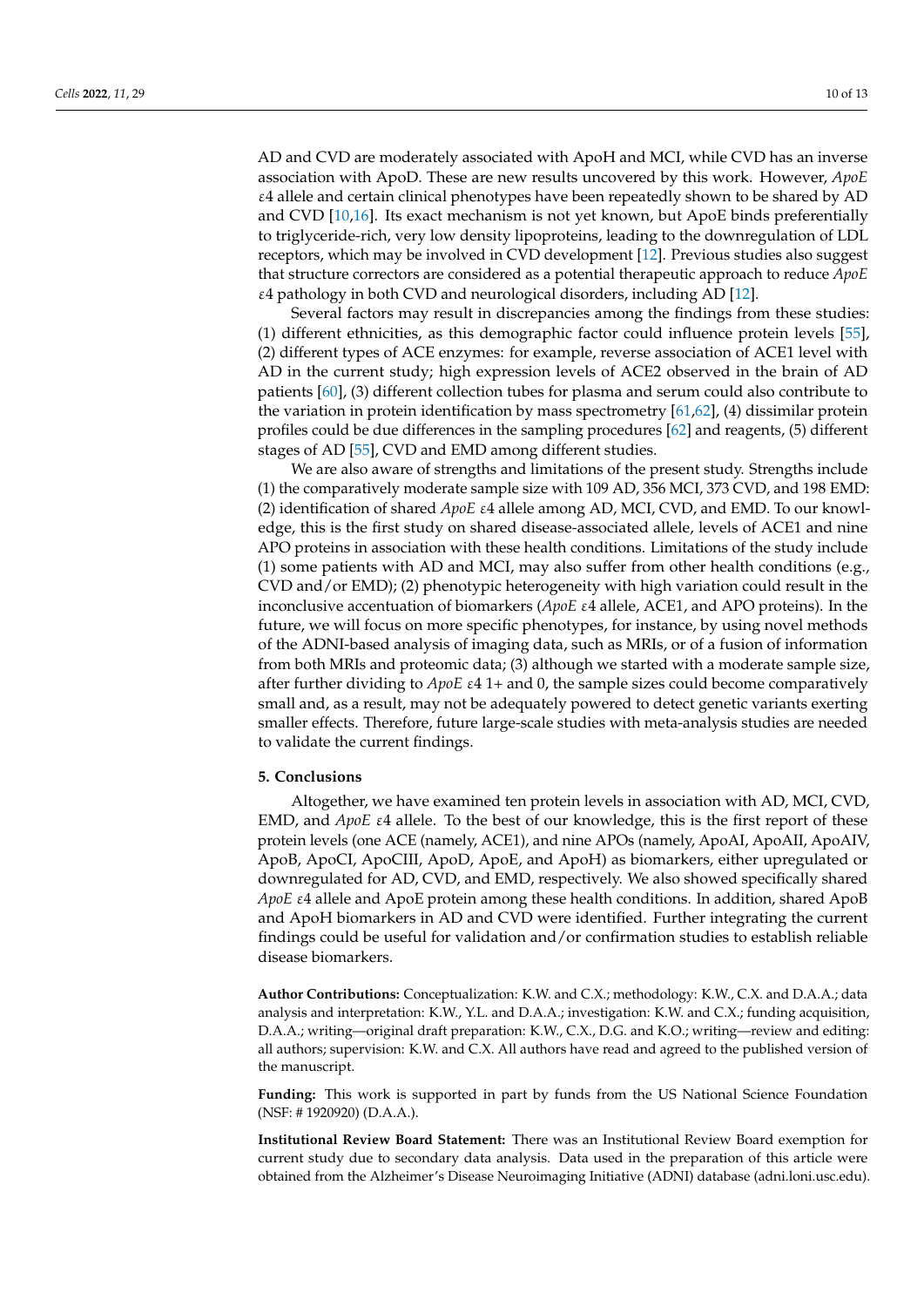AD and CVD are moderately associated with ApoH and MCI, while CVD has an inverse association with ApoD. These are new results uncovered by this work. However, *ApoE* $\varepsilon$4 allele and certain clinical phenotypes have been repeatedly shown to be shared by AD and CVD [10,16]. Its exact mechanism is not yet known, but ApoE binds preferentially to triglyceride-rich, very low density lipoproteins, leading to the downregulation of LDL receptors, which may be involved in CVD development [12]. Previous studies also suggest that structure correctors are considered as a potential therapeutic approach to reduce *ApoE* $\varepsilon$4 pathology in both CVD and neurological disorders, including AD [12].

Several factors may result in discrepancies among the findings from these studies: (1) different ethnicities, as this demographic factor could influence protein levels [55], (2) different types of ACE enzymes: for example, reverse association of ACE1 level with AD in the current study; high expression levels of ACE2 observed in the brain of AD patients [60], (3) different collection tubes for plasma and serum could also contribute to the variation in protein identification by mass spectrometry [61,62], (4) dissimilar protein profiles could be due differences in the sampling procedures [62] and reagents, (5) different stages of AD [55], CVD and EMD among different studies.

We are also aware of strengths and limitations of the present study. Strengths include (1) the comparatively moderate sample size with 109 AD, 356 MCI, 373 CVD, and 198 EMD: (2) identification of shared *ApoE* $\varepsilon$4 allele among AD, MCI, CVD, and EMD. To our knowledge, this is the first study on shared disease-associated allele, levels of ACE1 and nine APO proteins in association with these health conditions. Limitations of the study include (1) some patients with AD and MCI, may also suffer from other health conditions (e.g., CVD and/or EMD); (2) phenotypic heterogeneity with high variation could result in the inconclusive accentuation of biomarkers (*ApoE* $\varepsilon$4 allele, ACE1, and APO proteins). In the future, we will focus on more specific phenotypes, for instance, by using novel methods of the ADNI-based analysis of imaging data, such as MRIs, or of a fusion of information from both MRIs and proteomic data; (3) although we started with a moderate sample size, after further dividing to *ApoE* $\varepsilon$4 1+ and 0, the sample sizes could become comparatively small and, as a result, may not be adequately powered to detect genetic variants exerting smaller effects. Therefore, future large-scale studies with meta-analysis studies are needed to validate the current findings.

## 5. Conclusions

Altogether, we have examined ten protein levels in association with AD, MCI, CVD, EMD, and *ApoE* $\varepsilon$4 allele. To the best of our knowledge, this is the first report of these protein levels (one ACE (namely, ACE1), and nine APOs (namely, ApoAI, ApoAII, ApoAIV, ApoB, ApoCI, ApoCIII, ApoD, ApoE, and ApoH) as biomarkers, either upregulated or downregulated for AD, CVD, and EMD, respectively. We also showed specifically shared *ApoE* $\varepsilon$4 allele and ApoE protein among these health conditions. In addition, shared ApoB and ApoH biomarkers in AD and CVD were identified. Further integrating the current findings could be useful for validation and/or confirmation studies to establish reliable disease biomarkers.

**Author Contributions:** Conceptualization: K.W. and C.X.; methodology: K.W., C.X. and D.A.A.; data analysis and interpretation: K.W., Y.L. and D.A.A.; investigation: K.W. and C.X.; funding acquisition, D.A.A.; writing—original draft preparation: K.W., C.X., D.G. and K.O.; writing—review and editing: all authors; supervision: K.W. and C.X. All authors have read and agreed to the published version of the manuscript.

**Funding:** This work is supported in part by funds from the US National Science Foundation (NSF: # 1920920) (D.A.A.).

**Institutional Review Board Statement:** There was an Institutional Review Board exemption for current study due to secondary data analysis. Data used in the preparation of this article were obtained from the Alzheimer's Disease Neuroimaging Initiative (ADNI) database (adni.loni.usc.edu).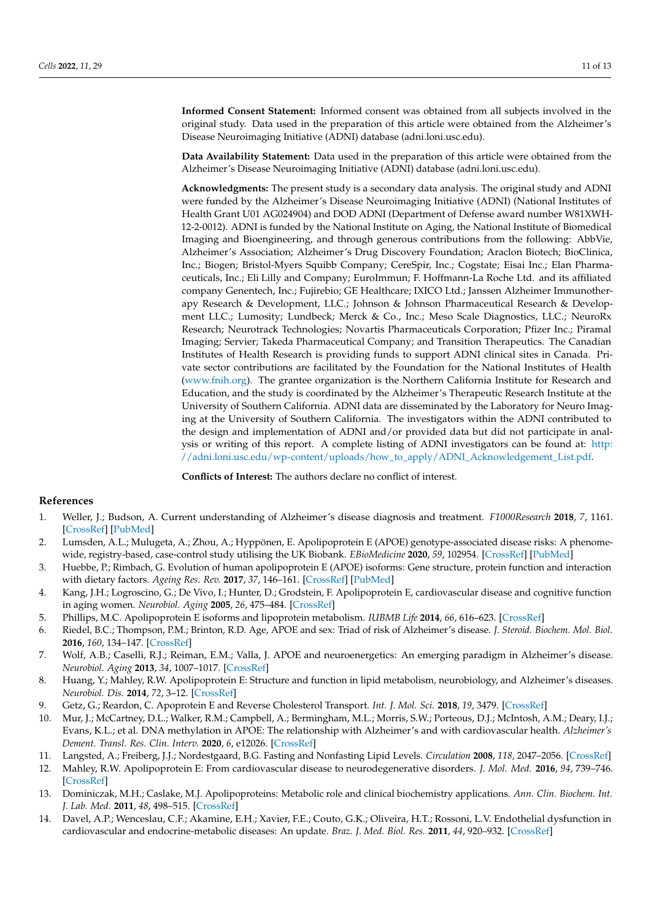**Informed Consent Statement:** Informed consent was obtained from all subjects involved in the original study. Data used in the preparation of this article were obtained from the Alzheimer's Disease Neuroimaging Initiative (ADNI) database (adni.loni.usc.edu).

**Data Availability Statement:** Data used in the preparation of this article were obtained from the Alzheimer's Disease Neuroimaging Initiative (ADNI) database (adni.loni.usc.edu).

**Acknowledgments:** The present study is a secondary data analysis. The original study and ADNI were funded by the Alzheimer's Disease Neuroimaging Initiative (ADNI) (National Institutes of Health Grant U01 AG024904) and DOD ADNI (Department of Defense award number W81XWH-12-2-0012). ADNI is funded by the National Institute on Aging, the National Institute of Biomedical Imaging and Bioengineering, and through generous contributions from the following: AbbVie, Alzheimer's Association; Alzheimer's Drug Discovery Foundation; Araclon Biotech; BioClinica, Inc.; Biogen; Bristol-Myers Squibb Company; CereSpir, Inc.; Cogstate; Eisai Inc.; Elan Pharmaceuticals, Inc.; Eli Lilly and Company; EuroImmun; F. Hoffmann-La Roche Ltd. and its affiliated company Genentech, Inc.; Fujirebio; GE Healthcare; IXICO Ltd.; Janssen Alzheimer Immunotherapy Research & Development, LLC.; Johnson & Johnson Pharmaceutical Research & Development LLC.; Lumosity; Lundbeck; Merck & Co., Inc.; Meso Scale Diagnostics, LLC.; NeuroRx Research; Neurotrack Technologies; Novartis Pharmaceuticals Corporation; Pfizer Inc.; Piramal Imaging; Servier; Takeda Pharmaceutical Company; and Transition Therapeutics. The Canadian Institutes of Health Research is providing funds to support ADNI clinical sites in Canada. Private sector contributions are facilitated by the Foundation for the National Institutes of Health (www.fnih.org). The grantee organization is the Northern California Institute for Research and Education, and the study is coordinated by the Alzheimer's Therapeutic Research Institute at the University of Southern California. ADNI data are disseminated by the Laboratory for Neuro Imaging at the University of Southern California. The investigators within the ADNI contributed to the design and implementation of ADNI and/or provided data but did not participate in analysis or writing of this report. A complete listing of ADNI investigators can be found at: http://adni.loni.usc.edu/wp-content/uploads/how_to_apply/ADNI_Acknowledgement_List.pdf.

**Conflicts of Interest:** The authors declare no conflict of interest.

## References

1. Weller, J.; Budson, A. Current understanding of Alzheimer's disease diagnosis and treatment. *F1000Research* **2018**, *7*, 1161. [CrossRef] [PubMed]
2. Lumsden, A.L.; Mulugeta, A.; Zhou, A.; Hyppönen, E. Apolipoprotein E (APOE) genotype-associated disease risks: A phenome-wide, registry-based, case-control study utilising the UK Biobank. *EBioMedicine* **2020**, *59*, 102954. [CrossRef] [PubMed]
3. Huebbe, P.; Rimbach, G. Evolution of human apolipoprotein E (APOE) isoforms: Gene structure, protein function and interaction with dietary factors. *Ageing Res. Rev.* **2017**, *37*, 146–161. [CrossRef] [PubMed]
4. Kang, J.H.; Logroscino, G.; De Vivo, I.; Hunter, D.; Grodstein, F. Apolipoprotein E, cardiovascular disease and cognitive function in aging women. *Neurobiol. Aging* **2005**, *26*, 475–484. [CrossRef]
5. Phillips, M.C. Apolipoprotein E isoforms and lipoprotein metabolism. *IUBMB Life* **2014**, *66*, 616–623. [CrossRef]
6. Riedel, B.C.; Thompson, P.M.; Brinton, R.D. Age, APOE and sex: Triad of risk of Alzheimer's disease. *J. Steroid. Biochem. Mol. Biol.* **2016**, *160*, 134–147. [CrossRef]
7. Wolf, A.B.; Caselli, R.J.; Reiman, E.M.; Valla, J. APOE and neuroenergetics: An emerging paradigm in Alzheimer's disease. *Neurobiol. Aging* **2013**, *34*, 1007–1017. [CrossRef]
8. Huang, Y.; Mahley, R.W. Apolipoprotein E: Structure and function in lipid metabolism, neurobiology, and Alzheimer's diseases. *Neurobiol. Dis.* **2014**, *72*, 3–12. [CrossRef]
9. Getz, G.; Reardon, C. Apoprotein E and Reverse Cholesterol Transport. *Int. J. Mol. Sci.* **2018**, *19*, 3479. [CrossRef]
10. Mur, J.; McCartney, D.L.; Walker, R.M.; Campbell, A.; Bermingham, M.L.; Morris, S.W.; Porteous, D.J.; McIntosh, A.M.; Deary, I.J.; Evans, K.L.; et al. DNA methylation in APOE: The relationship with Alzheimer's and with cardiovascular health. *Alzheimer's Dement. Transl. Res. Clin. Interv.* **2020**, *6*, e12026. [CrossRef]
11. Langsted, A.; Freiberg, J.J.; Nordestgaard, B.G. Fasting and Nonfasting Lipid Levels. *Circulation* **2008**, *118*, 2047–2056. [CrossRef]
12. Mahley, R.W. Apolipoprotein E: From cardiovascular disease to neurodegenerative disorders. *J. Mol. Med.* **2016**, *94*, 739–746. [CrossRef]
13. Dominiczak, M.H.; Caslake, M.J. Apolipoproteins: Metabolic role and clinical biochemistry applications. *Ann. Clin. Biochem. Int. J. Lab. Med.* **2011**, *48*, 498–515. [CrossRef]
14. Davel, A.P.; Wenceslau, C.F.; Akamine, E.H.; Xavier, F.E.; Couto, G.K.; Oliveira, H.T.; Rossoni, L.V. Endothelial dysfunction in cardiovascular and endocrine-metabolic diseases: An update. *Braz. J. Med. Biol. Res.* **2011**, *44*, 920–932. [CrossRef]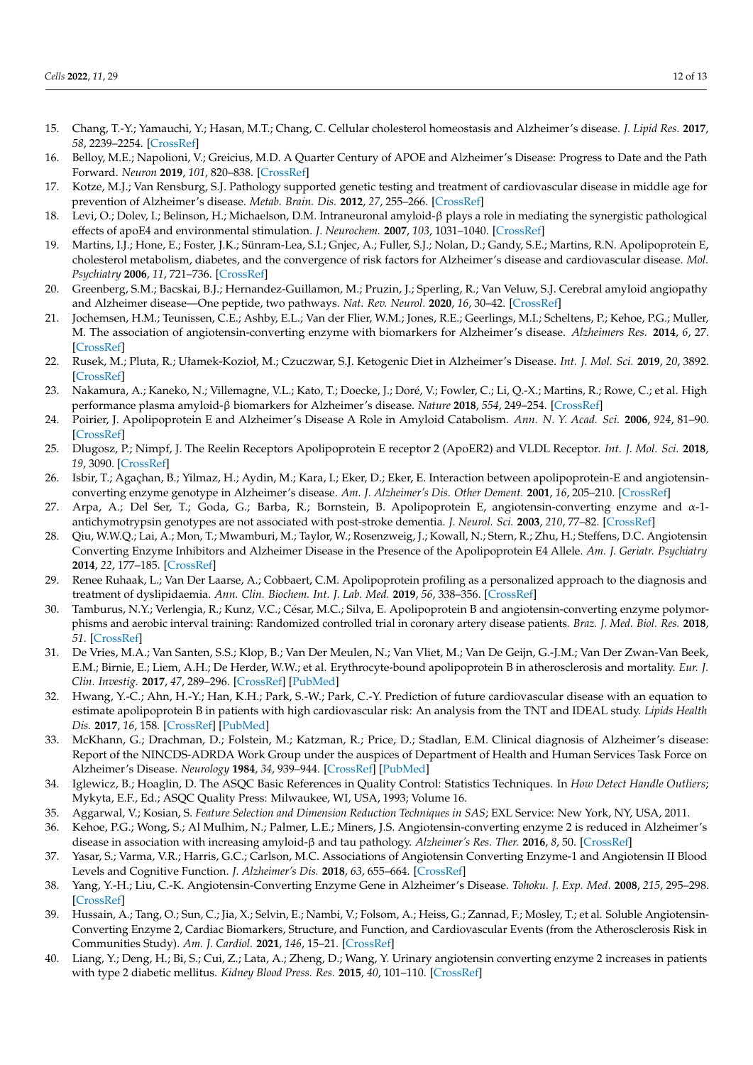15. Chang, T.-Y.; Yamauchi, Y.; Hasan, M.T.; Chang, C. Cellular cholesterol homeostasis and Alzheimer's disease. *J. Lipid Res.* **2017**, *58*, 2239–2254. [CrossRef]
16. Belloy, M.E.; Napolioni, V.; Greicius, M.D. A Quarter Century of APOE and Alzheimer's Disease: Progress to Date and the Path Forward. *Neuron* **2019**, *101*, 820–838. [CrossRef]
17. Kotze, M.J.; Van Rensburg, S.J. Pathology supported genetic testing and treatment of cardiovascular disease in middle age for prevention of Alzheimer's disease. *Metab. Brain. Dis.* **2012**, *27*, 255–266. [CrossRef]
18. Levi, O.; Dolev, I.; Belinson, H.; Michaelson, D.M. Intraneuronal amyloid-β plays a role in mediating the synergistic pathological effects of apoE4 and environmental stimulation. *J. Neurochem.* **2007**, *103*, 1031–1040. [CrossRef]
19. Martins, I.J.; Hone, E.; Foster, J.K.; Sünram-Lea, S.I.; Gnjec, A.; Fuller, S.J.; Nolan, D.; Gandy, S.E.; Martins, R.N. Apolipoprotein E, cholesterol metabolism, diabetes, and the convergence of risk factors for Alzheimer's disease and cardiovascular disease. *Mol. Psychiatry* **2006**, *11*, 721–736. [CrossRef]
20. Greenberg, S.M.; Bacskai, B.J.; Hernandez-Guillamon, M.; Pruzin, J.; Sperling, R.; Van Veluw, S.J. Cerebral amyloid angiopathy and Alzheimer disease—One peptide, two pathways. *Nat. Rev. Neurol.* **2020**, *16*, 30–42. [CrossRef]
21. Jochemsen, H.M.; Teunissen, C.E.; Ashby, E.L.; Van der Flier, W.M.; Jones, R.E.; Geerlings, M.I.; Scheltens, P.; Kehoe, P.G.; Muller, M. The association of angiotensin-converting enzyme with biomarkers for Alzheimer's disease. *Alzheimers Res.* **2014**, *6*, 27. [CrossRef]
22. Rusek, M.; Pluta, R.; Ułamek-Kozioł, M.; Czuczwar, S.J. Ketogenic Diet in Alzheimer's Disease. *Int. J. Mol. Sci.* **2019**, *20*, 3892. [CrossRef]
23. Nakamura, A.; Kaneko, N.; Villemagne, V.L.; Kato, T.; Doecke, J.; Doré, V.; Fowler, C.; Li, Q.-X.; Martins, R.; Rowe, C.; et al. High performance plasma amyloid-β biomarkers for Alzheimer's disease. *Nature* **2018**, *554*, 249–254. [CrossRef]
24. Poirier, J. Apolipoprotein E and Alzheimer's Disease A Role in Amyloid Catabolism. *Ann. N. Y. Acad. Sci.* **2006**, *924*, 81–90. [CrossRef]
25. Dlugosz, P.; Nimpf, J. The Reelin Receptors Apolipoprotein E receptor 2 (ApoER2) and VLDL Receptor. *Int. J. Mol. Sci.* **2018**, *19*, 3090. [CrossRef]
26. Isbir, T.; Agaçhan, B.; Yilmaz, H.; Aydin, M.; Kara, I.; Eker, D.; Eker, E. Interaction between apolipoprotein-E and angiotensin-converting enzyme genotype in Alzheimer's disease. *Am. J. Alzheimer's Dis. Other Dement.* **2001**, *16*, 205–210. [CrossRef]
27. Arpa, A.; Del Ser, T.; Goda, G.; Barba, R.; Bornstein, B. Apolipoprotein E, angiotensin-converting enzyme and α-1-antichymotrypsin genotypes are not associated with post-stroke dementia. *J. Neurol. Sci.* **2003**, *210*, 77–82. [CrossRef]
28. Qiu, W.W.Q.; Lai, A.; Mon, T.; Mwamburi, M.; Taylor, W.; Rosenzweig, J.; Kowall, N.; Stern, R.; Zhu, H.; Steffens, D.C. Angiotensin Converting Enzyme Inhibitors and Alzheimer Disease in the Presence of the Apolipoprotein E4 Allele. *Am. J. Geriatr. Psychiatry* **2014**, *22*, 177–185. [CrossRef]
29. Renee Ruhaak, L.; Van Der Laarse, A.; Cobbaert, C.M. Apolipoprotein profiling as a personalized approach to the diagnosis and treatment of dyslipidaemia. *Ann. Clin. Biochem. Int. J. Lab. Med.* **2019**, *56*, 338–356. [CrossRef]
30. Tamburus, N.Y.; Verlengia, R.; Kunz, V.C.; César, M.C.; Silva, E. Apolipoprotein B and angiotensin-converting enzyme polymorphisms and aerobic interval training: Randomized controlled trial in coronary artery disease patients. *Braz. J. Med. Biol. Res.* **2018**, *51*. [CrossRef]
31. De Vries, M.A.; Van Santen, S.S.; Klop, B.; Van Der Meulen, N.; Van Vliet, M.; Van De Geijn, G.-J.M.; Van Der Zwan-Van Beek, E.M.; Birnie, E.; Liem, A.H.; De Herder, W.W.; et al. Erythrocyte-bound apolipoprotein B in atherosclerosis and mortality. *Eur. J. Clin. Investig.* **2017**, *47*, 289–296. [CrossRef] [PubMed]
32. Hwang, Y.-C.; Ahn, H.-Y.; Han, K.H.; Park, S.-W.; Park, C.-Y. Prediction of future cardiovascular disease with an equation to estimate apolipoprotein B in patients with high cardiovascular risk: An analysis from the TNT and IDEAL study. *Lipids Health Dis.* **2017**, *16*, 158. [CrossRef] [PubMed]
33. McKhann, G.; Drachman, D.; Folstein, M.; Katzman, R.; Price, D.; Stadlan, E.M. Clinical diagnosis of Alzheimer's disease: Report of the NINCDS-ADRDA Work Group under the auspices of Department of Health and Human Services Task Force on Alzheimer's Disease. *Neurology* **1984**, *34*, 939–944. [CrossRef] [PubMed]
34. Iglewicz, B.; Hoaglin, D. The ASQC Basic References in Quality Control: Statistics Techniques. In *How Detect Handle Outliers*; Mykyta, E.F., Ed.; ASQC Quality Press: Milwaukee, WI, USA, 1993; Volume 16.
35. Aggarwal, V.; Kosian, S. *Feature Selection and Dimension Reduction Techniques in SAS*; EXL Service: New York, NY, USA, 2011.
36. Kehoe, P.G.; Wong, S.; Al Mulhim, N.; Palmer, L.E.; Miners, J.S. Angiotensin-converting enzyme 2 is reduced in Alzheimer's disease in association with increasing amyloid-β and tau pathology. *Alzheimer's Res. Ther.* **2016**, *8*, 50. [CrossRef]
37. Yasar, S.; Varma, V.R.; Harris, G.C.; Carlson, M.C. Associations of Angiotensin Converting Enzyme-1 and Angiotensin II Blood Levels and Cognitive Function. *J. Alzheimer's Dis.* **2018**, *63*, 655–664. [CrossRef]
38. Yang, Y.-H.; Liu, C.-K. Angiotensin-Converting Enzyme Gene in Alzheimer's Disease. *Tohoku. J. Exp. Med.* **2008**, *215*, 295–298. [CrossRef]
39. Hussain, A.; Tang, O.; Sun, C.; Jia, X.; Selvin, E.; Nambi, V.; Folsom, A.; Heiss, G.; Zannad, F.; Mosley, T.; et al. Soluble Angiotensin-Converting Enzyme 2, Cardiac Biomarkers, Structure, and Function, and Cardiovascular Events (from the Atherosclerosis Risk in Communities Study). *Am. J. Cardiol.* **2021**, *146*, 15–21. [CrossRef]
40. Liang, Y.; Deng, H.; Bi, S.; Cui, Z.; Lata, A.; Zheng, D.; Wang, Y. Urinary angiotensin converting enzyme 2 increases in patients with type 2 diabetic mellitus. *Kidney Blood Press. Res.* **2015**, *40*, 101–110. [CrossRef]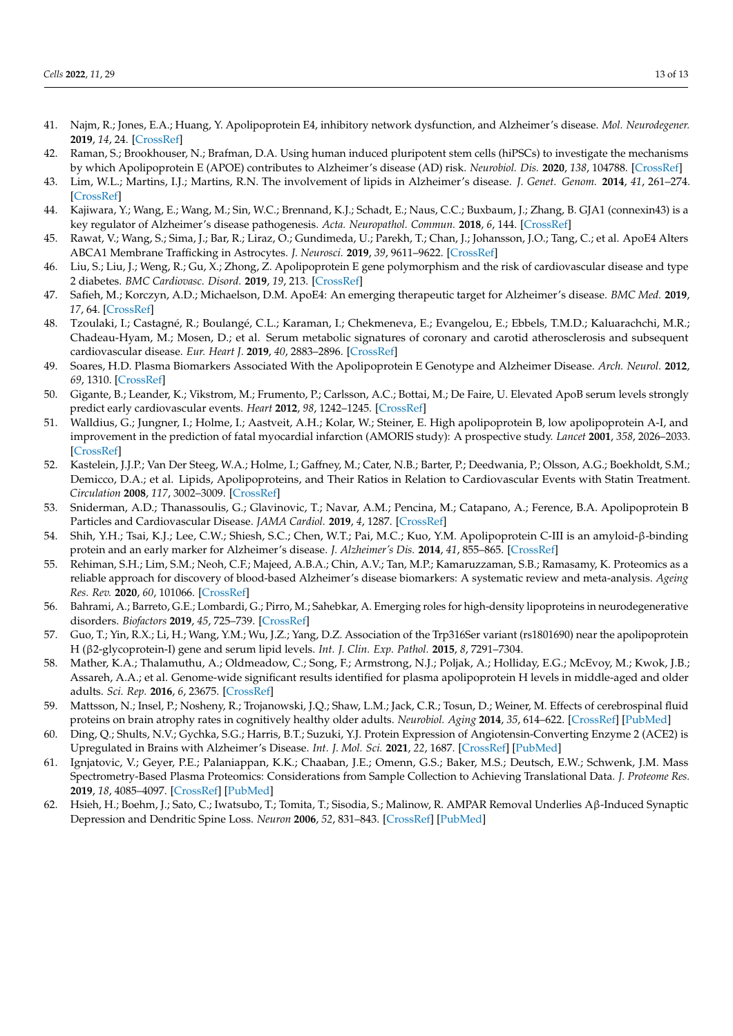41. Najm, R.; Jones, E.A.; Huang, Y. Apolipoprotein E4, inhibitory network dysfunction, and Alzheimer's disease. *Mol. Neurodegener.* **2019**, *14*, 24. [CrossRef]
42. Raman, S.; Brookhouser, N.; Brafman, D.A. Using human induced pluripotent stem cells (hiPSCs) to investigate the mechanisms by which Apolipoprotein E (APOE) contributes to Alzheimer's disease (AD) risk. *Neurobiol. Dis.* **2020**, *138*, 104788. [CrossRef]
43. Lim, W.L.; Martins, I.J.; Martins, R.N. The involvement of lipids in Alzheimer's disease. *J. Genet. Genom.* **2014**, *41*, 261–274. [CrossRef]
44. Kajiwara, Y.; Wang, E.; Wang, M.; Sin, W.C.; Brennand, K.J.; Schadt, E.; Naus, C.C.; Buxbaum, J.; Zhang, B. GJA1 (connexin43) is a key regulator of Alzheimer's disease pathogenesis. *Acta. Neuropathol. Commun.* **2018**, *6*, 144. [CrossRef]
45. Rawat, V.; Wang, S.; Sima, J.; Bar, R.; Liraz, O.; Gundimeda, U.; Parekh, T.; Chan, J.; Johansson, J.O.; Tang, C.; et al. ApoE4 Alters ABCA1 Membrane Trafficking in Astrocytes. *J. Neurosci.* **2019**, *39*, 9611–9622. [CrossRef]
46. Liu, S.; Liu, J.; Weng, R.; Gu, X.; Zhong, Z. Apolipoprotein E gene polymorphism and the risk of cardiovascular disease and type 2 diabetes. *BMC Cardiovasc. Disord.* **2019**, *19*, 213. [CrossRef]
47. Safieh, M.; Korczyn, A.D.; Michaelson, D.M. ApoE4: An emerging therapeutic target for Alzheimer's disease. *BMC Med.* **2019**, *17*, 64. [CrossRef]
48. Tzoulaki, I.; Castagné, R.; Boulangé, C.L.; Karaman, I.; Chekmeneva, E.; Evangelou, E.; Ebbels, T.M.D.; Kaluarachchi, M.R.; Chadeau-Hyam, M.; Mosen, D.; et al. Serum metabolic signatures of coronary and carotid atherosclerosis and subsequent cardiovascular disease. *Eur. Heart J.* **2019**, *40*, 2883–2896. [CrossRef]
49. Soares, H.D. Plasma Biomarkers Associated With the Apolipoprotein E Genotype and Alzheimer Disease. *Arch. Neurol.* **2012**, *69*, 1310. [CrossRef]
50. Gigante, B.; Leander, K.; Vikstrom, M.; Frumento, P.; Carlsson, A.C.; Bottai, M.; De Faire, U. Elevated ApoB serum levels strongly predict early cardiovascular events. *Heart* **2012**, *98*, 1242–1245. [CrossRef]
51. Walldius, G.; Jungner, I.; Holme, I.; Aastveit, A.H.; Kolar, W.; Steiner, E. High apolipoprotein B, low apolipoprotein A-I, and improvement in the prediction of fatal myocardial infarction (AMORIS study): A prospective study. *Lancet* **2001**, *358*, 2026–2033. [CrossRef]
52. Kastelein, J.J.P.; Van Der Steeg, W.A.; Holme, I.; Gaffney, M.; Cater, N.B.; Barter, P.; Deedwania, P.; Olsson, A.G.; Boekholdt, S.M.; Demicco, D.A.; et al. Lipids, Apolipoproteins, and Their Ratios in Relation to Cardiovascular Events with Statin Treatment. *Circulation* **2008**, *117*, 3002–3009. [CrossRef]
53. Sniderman, A.D.; Thanassoulis, G.; Glavinovic, T.; Navar, A.M.; Pencina, M.; Catapano, A.; Ference, B.A. Apolipoprotein B Particles and Cardiovascular Disease. *JAMA Cardiol.* **2019**, *4*, 1287. [CrossRef]
54. Shih, Y.H.; Tsai, K.J.; Lee, C.W.; Shiesh, S.C.; Chen, W.T.; Pai, M.C.; Kuo, Y.M. Apolipoprotein C-III is an amyloid-β-binding protein and an early marker for Alzheimer's disease. *J. Alzheimer's Dis.* **2014**, *41*, 855–865. [CrossRef]
55. Rehiman, S.H.; Lim, S.M.; Neoh, C.F.; Majeed, A.B.A.; Chin, A.V.; Tan, M.P.; Kamaruzzaman, S.B.; Ramasamy, K. Proteomics as a reliable approach for discovery of blood-based Alzheimer's disease biomarkers: A systematic review and meta-analysis. *Ageing Res. Rev.* **2020**, *60*, 101066. [CrossRef]
56. Bahrami, A.; Barreto, G.E.; Lombardi, G.; Pirro, M.; Sahebkar, A. Emerging roles for high-density lipoproteins in neurodegenerative disorders. *Biofactors* **2019**, *45*, 725–739. [CrossRef]
57. Guo, T.; Yin, R.X.; Li, H.; Wang, Y.M.; Wu, J.Z.; Yang, D.Z. Association of the Trp316Ser variant (rs1801690) near the apolipoprotein H (β2-glycoprotein-I) gene and serum lipid levels. *Int. J. Clin. Exp. Pathol.* **2015**, *8*, 7291–7304.
58. Mather, K.A.; Thalamuthu, A.; Oldmeadow, C.; Song, F.; Armstrong, N.J.; Poljak, A.; Holliday, E.G.; McEvoy, M.; Kwok, J.B.; Assareh, A.A.; et al. Genome-wide significant results identified for plasma apolipoprotein H levels in middle-aged and older adults. *Sci. Rep.* **2016**, *6*, 23675. [CrossRef]
59. Mattsson, N.; Insel, P.; Nosheny, R.; Trojanowski, J.Q.; Shaw, L.M.; Jack, C.R.; Tosun, D.; Weiner, M. Effects of cerebrospinal fluid proteins on brain atrophy rates in cognitively healthy older adults. *Neurobiol. Aging* **2014**, *35*, 614–622. [CrossRef] [PubMed]
60. Ding, Q.; Shults, N.V.; Gychka, S.G.; Harris, B.T.; Suzuki, Y.J. Protein Expression of Angiotensin-Converting Enzyme 2 (ACE2) is Upregulated in Brains with Alzheimer's Disease. *Int. J. Mol. Sci.* **2021**, *22*, 1687. [CrossRef] [PubMed]
61. Ignjatovic, V.; Geyer, P.E.; Palaniappan, K.K.; Chaaban, J.E.; Omenn, G.S.; Baker, M.S.; Deutsch, E.W.; Schwenk, J.M. Mass Spectrometry-Based Plasma Proteomics: Considerations from Sample Collection to Achieving Translational Data. *J. Proteome Res.* **2019**, *18*, 4085–4097. [CrossRef] [PubMed]
62. Hsieh, H.; Boehm, J.; Sato, C.; Iwatsubo, T.; Tomita, T.; Sisodia, S.; Malinow, R. AMPAR Removal Underlies Aβ-Induced Synaptic Depression and Dendritic Spine Loss. *Neuron* **2006**, *52*, 831–843. [CrossRef] [PubMed]